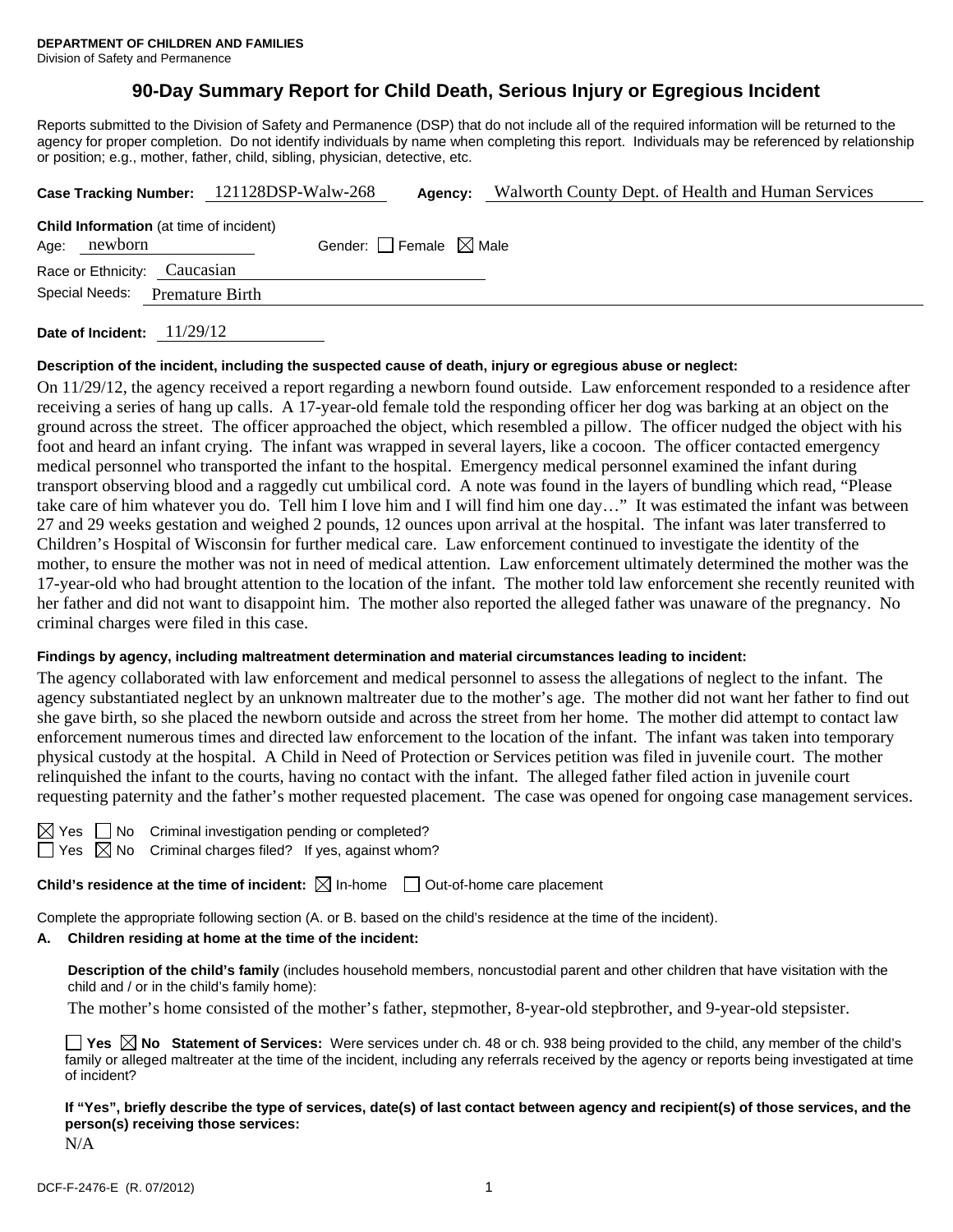**DEPARTMENT OF CHILDREN AND FAMILIES**
Division of Safety and Permanence

# 90-Day Summary Report for Child Death, Serious Injury or Egregious Incident

Reports submitted to the Division of Safety and Permanence (DSP) that do not include all of the required information will be returned to the agency for proper completion. Do not identify individuals by name when completing this report. Individuals may be referenced by relationship or position; e.g., mother, father, child, sibling, physician, detective, etc.

**Case Tracking Number:** 121128DSP-Walw-268 **Agency:** Walworth County Dept. of Health and Human Services

**Child Information** (at time of incident)
Age: newborn Gender: ☐ Female ☒ Male
Race or Ethnicity: Caucasian
Special Needs: Premature Birth

**Date of Incident:** 11/29/12

**Description of the incident, including the suspected cause of death, injury or egregious abuse or neglect:**

On 11/29/12, the agency received a report regarding a newborn found outside. Law enforcement responded to a residence after receiving a series of hang up calls. A 17-year-old female told the responding officer her dog was barking at an object on the ground across the street. The officer approached the object, which resembled a pillow. The officer nudged the object with his foot and heard an infant crying. The infant was wrapped in several layers, like a cocoon. The officer contacted emergency medical personnel who transported the infant to the hospital. Emergency medical personnel examined the infant during transport observing blood and a raggedly cut umbilical cord. A note was found in the layers of bundling which read, "Please take care of him whatever you do. Tell him I love him and I will find him one day…" It was estimated the infant was between 27 and 29 weeks gestation and weighed 2 pounds, 12 ounces upon arrival at the hospital. The infant was later transferred to Children's Hospital of Wisconsin for further medical care. Law enforcement continued to investigate the identity of the mother, to ensure the mother was not in need of medical attention. Law enforcement ultimately determined the mother was the 17-year-old who had brought attention to the location of the infant. The mother told law enforcement she recently reunited with her father and did not want to disappoint him. The mother also reported the alleged father was unaware of the pregnancy. No criminal charges were filed in this case.

**Findings by agency, including maltreatment determination and material circumstances leading to incident:**

The agency collaborated with law enforcement and medical personnel to assess the allegations of neglect to the infant. The agency substantiated neglect by an unknown maltreater due to the mother's age. The mother did not want her father to find out she gave birth, so she placed the newborn outside and across the street from her home. The mother did attempt to contact law enforcement numerous times and directed law enforcement to the location of the infant. The infant was taken into temporary physical custody at the hospital. A Child in Need of Protection or Services petition was filed in juvenile court. The mother relinquished the infant to the courts, having no contact with the infant. The alleged father filed action in juvenile court requesting paternity and the father's mother requested placement. The case was opened for ongoing case management services.

☒ Yes ☐ No Criminal investigation pending or completed?
☐ Yes ☒ No Criminal charges filed? If yes, against whom?

**Child's residence at the time of incident:** ☒ In-home ☐ Out-of-home care placement

Complete the appropriate following section (A. or B. based on the child's residence at the time of the incident).

**A. Children residing at home at the time of the incident:**

**Description of the child's family** (includes household members, noncustodial parent and other children that have visitation with the child and / or in the child's family home):

The mother's home consisted of the mother's father, stepmother, 8-year-old stepbrother, and 9-year-old stepsister.

☐ **Yes** ☒ **No Statement of Services:** Were services under ch. 48 or ch. 938 being provided to the child, any member of the child's family or alleged maltreater at the time of the incident, including any referrals received by the agency or reports being investigated at time of incident?

**If "Yes", briefly describe the type of services, date(s) of last contact between agency and recipient(s) of those services, and the person(s) receiving those services:**

N/A

DCF-F-2476-E (R. 07/2012)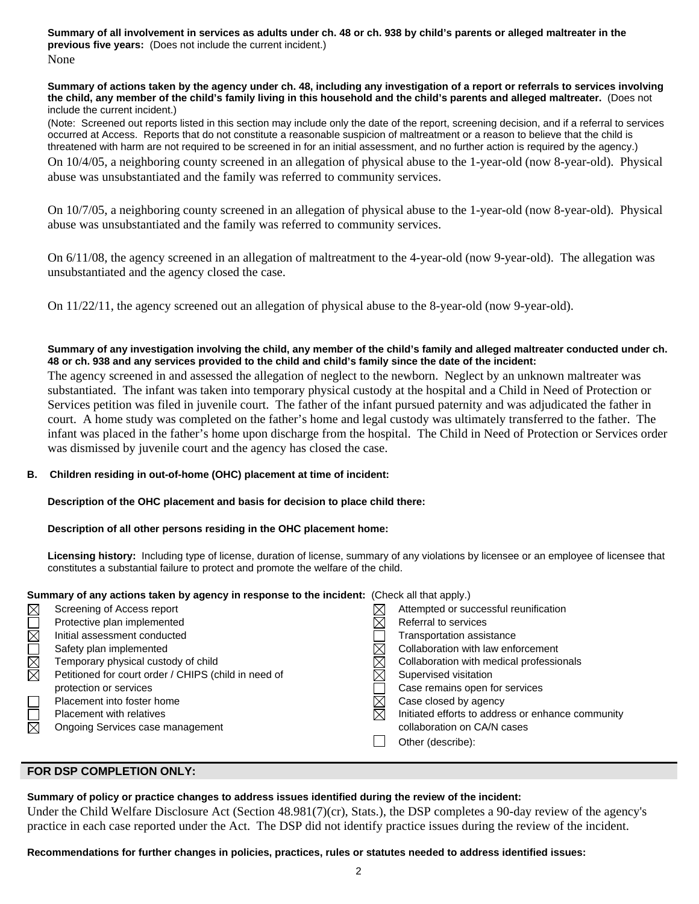**Summary of all involvement in services as adults under ch. 48 or ch. 938 by child's parents or alleged maltreater in the previous five years:** (Does not include the current incident.)

None

**Summary of actions taken by the agency under ch. 48, including any investigation of a report or referrals to services involving the child, any member of the child's family living in this household and the child's parents and alleged maltreater.** (Does not include the current incident.)

(Note: Screened out reports listed in this section may include only the date of the report, screening decision, and if a referral to services occurred at Access. Reports that do not constitute a reasonable suspicion of maltreatment or a reason to believe that the child is threatened with harm are not required to be screened in for an initial assessment, and no further action is required by the agency.)

On 10/4/05, a neighboring county screened in an allegation of physical abuse to the 1-year-old (now 8-year-old). Physical abuse was unsubstantiated and the family was referred to community services.

On 10/7/05, a neighboring county screened in an allegation of physical abuse to the 1-year-old (now 8-year-old). Physical abuse was unsubstantiated and the family was referred to community services.

On 6/11/08, the agency screened in an allegation of maltreatment to the 4-year-old (now 9-year-old). The allegation was unsubstantiated and the agency closed the case.

On 11/22/11, the agency screened out an allegation of physical abuse to the 8-year-old (now 9-year-old).

**Summary of any investigation involving the child, any member of the child's family and alleged maltreater conducted under ch. 48 or ch. 938 and any services provided to the child and child's family since the date of the incident:**

The agency screened in and assessed the allegation of neglect to the newborn. Neglect by an unknown maltreater was substantiated. The infant was taken into temporary physical custody at the hospital and a Child in Need of Protection or Services petition was filed in juvenile court. The father of the infant pursued paternity and was adjudicated the father in court. A home study was completed on the father's home and legal custody was ultimately transferred to the father. The infant was placed in the father's home upon discharge from the hospital. The Child in Need of Protection or Services order was dismissed by juvenile court and the agency has closed the case.

**B. Children residing in out-of-home (OHC) placement at time of incident:**

**Description of the OHC placement and basis for decision to place child there:**

**Description of all other persons residing in the OHC placement home:**

**Licensing history:** Including type of license, duration of license, summary of any violations by licensee or an employee of licensee that constitutes a substantial failure to protect and promote the welfare of the child.

**Summary of any actions taken by agency in response to the incident:** (Check all that apply.)

- [x] Screening of Access report
- [ ] Protective plan implemented
- [x] Initial assessment conducted
- [ ] Safety plan implemented
- [x] Temporary physical custody of child
- [x] Petitioned for court order / CHIPS (child in need of protection or services)
- [ ] Placement into foster home
- [ ] Placement with relatives
- [x] Ongoing Services case management
- [x] Attempted or successful reunification
- [x] Referral to services
- [ ] Transportation assistance
- [x] Collaboration with law enforcement
- [x] Collaboration with medical professionals
- [x] Supervised visitation
- [ ] Case remains open for services
- [x] Case closed by agency
- [x] Initiated efforts to address or enhance community collaboration on CA/N cases
- [ ] Other (describe):

## FOR DSP COMPLETION ONLY:

**Summary of policy or practice changes to address issues identified during the review of the incident:**

Under the Child Welfare Disclosure Act (Section 48.981(7)(cr), Stats.), the DSP completes a 90-day review of the agency's practice in each case reported under the Act. The DSP did not identify practice issues during the review of the incident.

**Recommendations for further changes in policies, practices, rules or statutes needed to address identified issues:**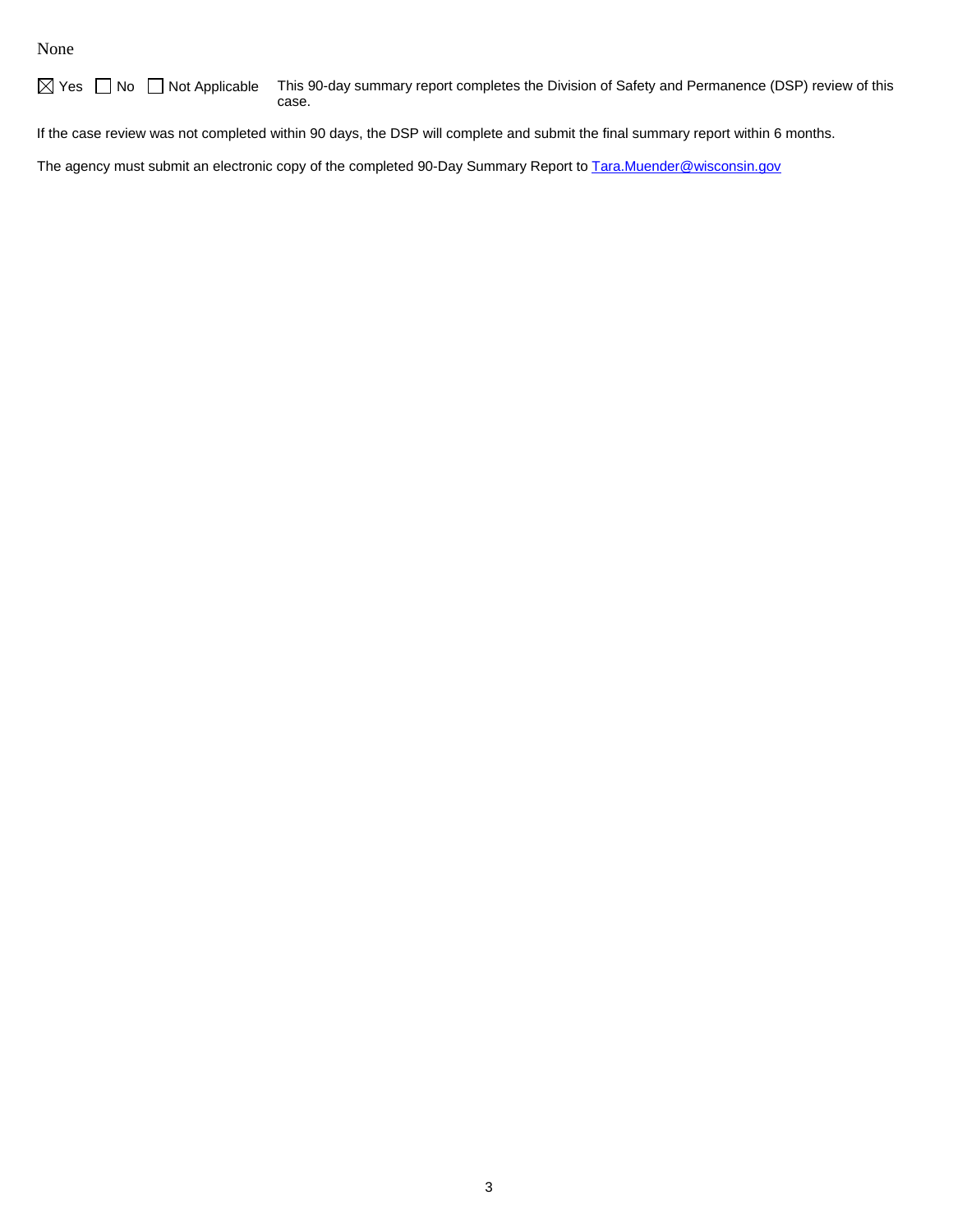None

☒ Yes ☐ No ☐ Not Applicable This 90-day summary report completes the Division of Safety and Permanence (DSP) review of this case.

If the case review was not completed within 90 days, the DSP will complete and submit the final summary report within 6 months.

The agency must submit an electronic copy of the completed 90-Day Summary Report to [Tara.Muender@wisconsin.gov](mailto:Tara.Muender@wisconsin.gov)